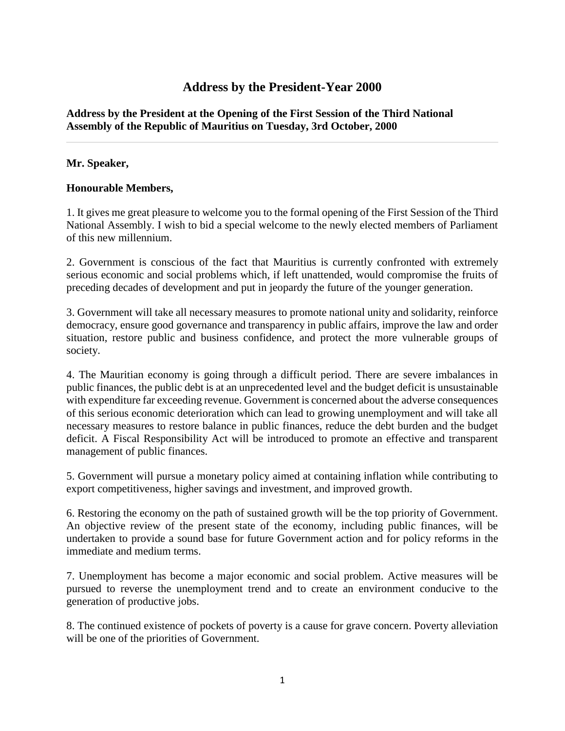# Address by the President-Year 2000

**Address by the President at the Opening of the First Session of the Third National Assembly of the Republic of Mauritius on Tuesday, 3rd October, 2000**

---

**Mr. Speaker,**

**Honourable Members,**

1. It gives me great pleasure to welcome you to the formal opening of the First Session of the Third National Assembly. I wish to bid a special welcome to the newly elected members of Parliament of this new millennium.

2. Government is conscious of the fact that Mauritius is currently confronted with extremely serious economic and social problems which, if left unattended, would compromise the fruits of preceding decades of development and put in jeopardy the future of the younger generation.

3. Government will take all necessary measures to promote national unity and solidarity, reinforce democracy, ensure good governance and transparency in public affairs, improve the law and order situation, restore public and business confidence, and protect the more vulnerable groups of society.

4. The Mauritian economy is going through a difficult period. There are severe imbalances in public finances, the public debt is at an unprecedented level and the budget deficit is unsustainable with expenditure far exceeding revenue. Government is concerned about the adverse consequences of this serious economic deterioration which can lead to growing unemployment and will take all necessary measures to restore balance in public finances, reduce the debt burden and the budget deficit. A Fiscal Responsibility Act will be introduced to promote an effective and transparent management of public finances.

5. Government will pursue a monetary policy aimed at containing inflation while contributing to export competitiveness, higher savings and investment, and improved growth.

6. Restoring the economy on the path of sustained growth will be the top priority of Government. An objective review of the present state of the economy, including public finances, will be undertaken to provide a sound base for future Government action and for policy reforms in the immediate and medium terms.

7. Unemployment has become a major economic and social problem. Active measures will be pursued to reverse the unemployment trend and to create an environment conducive to the generation of productive jobs.

8. The continued existence of pockets of poverty is a cause for grave concern. Poverty alleviation will be one of the priorities of Government.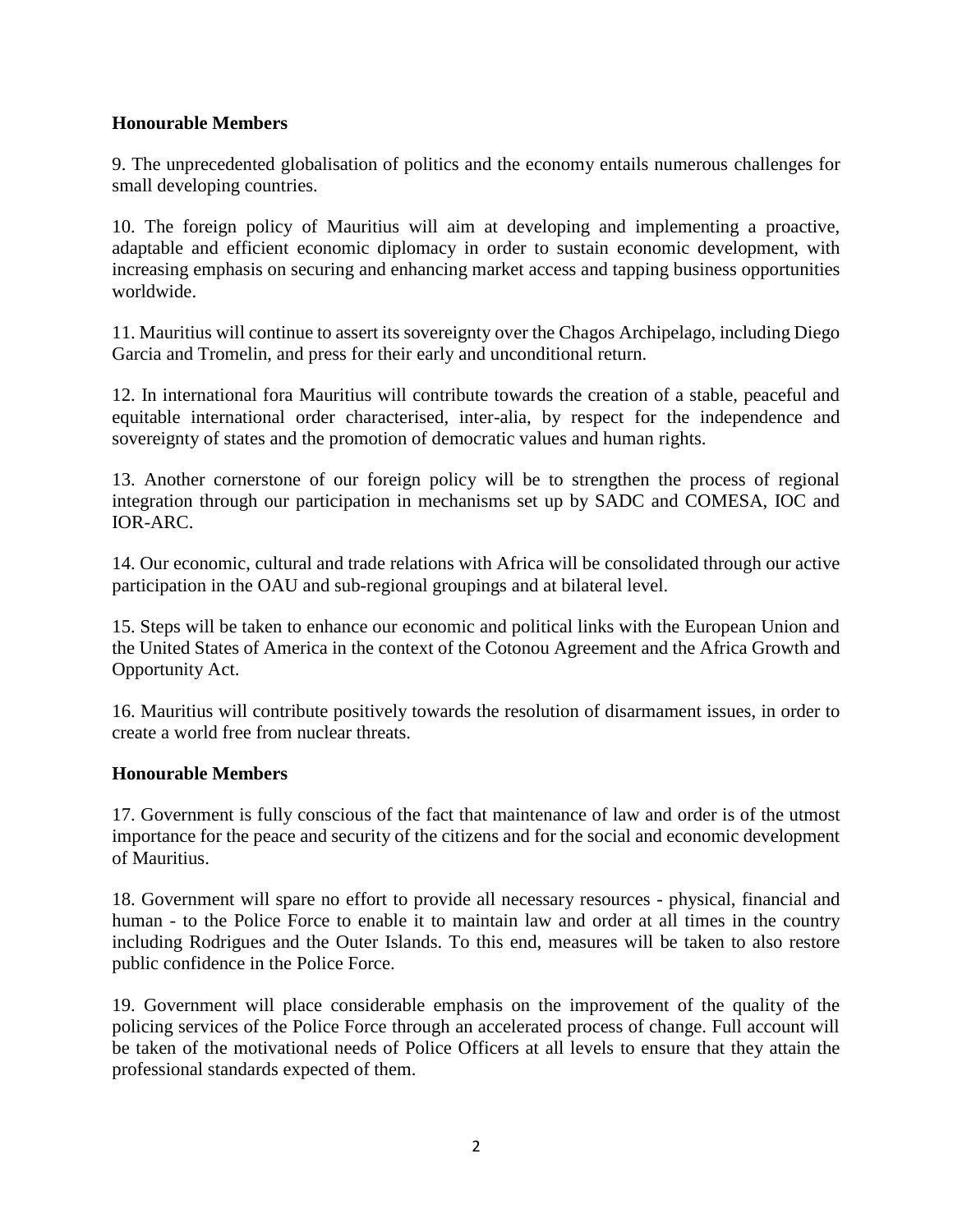**Honourable Members**

9. The unprecedented globalisation of politics and the economy entails numerous challenges for small developing countries.

10. The foreign policy of Mauritius will aim at developing and implementing a proactive, adaptable and efficient economic diplomacy in order to sustain economic development, with increasing emphasis on securing and enhancing market access and tapping business opportunities worldwide.

11. Mauritius will continue to assert its sovereignty over the Chagos Archipelago, including Diego Garcia and Tromelin, and press for their early and unconditional return.

12. In international fora Mauritius will contribute towards the creation of a stable, peaceful and equitable international order characterised, inter-alia, by respect for the independence and sovereignty of states and the promotion of democratic values and human rights.

13. Another cornerstone of our foreign policy will be to strengthen the process of regional integration through our participation in mechanisms set up by SADC and COMESA, IOC and IOR-ARC.

14. Our economic, cultural and trade relations with Africa will be consolidated through our active participation in the OAU and sub-regional groupings and at bilateral level.

15. Steps will be taken to enhance our economic and political links with the European Union and the United States of America in the context of the Cotonou Agreement and the Africa Growth and Opportunity Act.

16. Mauritius will contribute positively towards the resolution of disarmament issues, in order to create a world free from nuclear threats.

**Honourable Members**

17. Government is fully conscious of the fact that maintenance of law and order is of the utmost importance for the peace and security of the citizens and for the social and economic development of Mauritius.

18. Government will spare no effort to provide all necessary resources - physical, financial and human - to the Police Force to enable it to maintain law and order at all times in the country including Rodrigues and the Outer Islands. To this end, measures will be taken to also restore public confidence in the Police Force.

19. Government will place considerable emphasis on the improvement of the quality of the policing services of the Police Force through an accelerated process of change. Full account will be taken of the motivational needs of Police Officers at all levels to ensure that they attain the professional standards expected of them.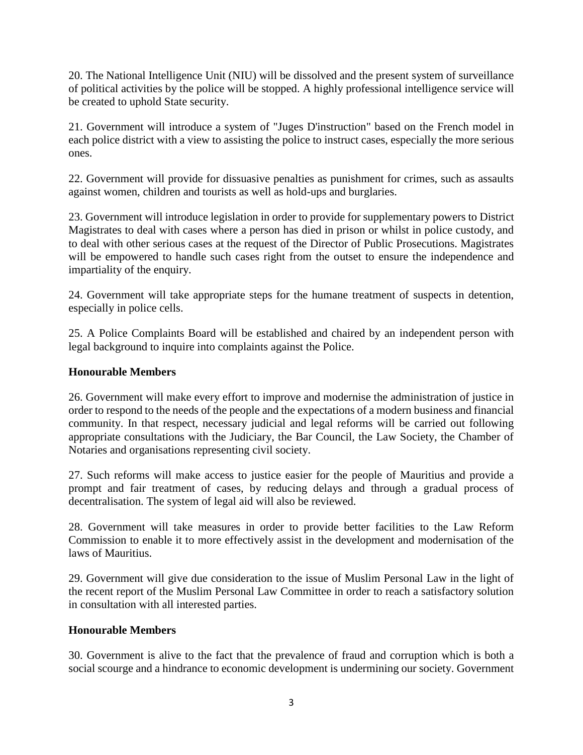20. The National Intelligence Unit (NIU) will be dissolved and the present system of surveillance of political activities by the police will be stopped. A highly professional intelligence service will be created to uphold State security.

21. Government will introduce a system of "Juges D'instruction" based on the French model in each police district with a view to assisting the police to instruct cases, especially the more serious ones.

22. Government will provide for dissuasive penalties as punishment for crimes, such as assaults against women, children and tourists as well as hold-ups and burglaries.

23. Government will introduce legislation in order to provide for supplementary powers to District Magistrates to deal with cases where a person has died in prison or whilst in police custody, and to deal with other serious cases at the request of the Director of Public Prosecutions. Magistrates will be empowered to handle such cases right from the outset to ensure the independence and impartiality of the enquiry.

24. Government will take appropriate steps for the humane treatment of suspects in detention, especially in police cells.

25. A Police Complaints Board will be established and chaired by an independent person with legal background to inquire into complaints against the Police.

**Honourable Members**

26. Government will make every effort to improve and modernise the administration of justice in order to respond to the needs of the people and the expectations of a modern business and financial community. In that respect, necessary judicial and legal reforms will be carried out following appropriate consultations with the Judiciary, the Bar Council, the Law Society, the Chamber of Notaries and organisations representing civil society.

27. Such reforms will make access to justice easier for the people of Mauritius and provide a prompt and fair treatment of cases, by reducing delays and through a gradual process of decentralisation. The system of legal aid will also be reviewed.

28. Government will take measures in order to provide better facilities to the Law Reform Commission to enable it to more effectively assist in the development and modernisation of the laws of Mauritius.

29. Government will give due consideration to the issue of Muslim Personal Law in the light of the recent report of the Muslim Personal Law Committee in order to reach a satisfactory solution in consultation with all interested parties.

**Honourable Members**

30. Government is alive to the fact that the prevalence of fraud and corruption which is both a social scourge and a hindrance to economic development is undermining our society. Government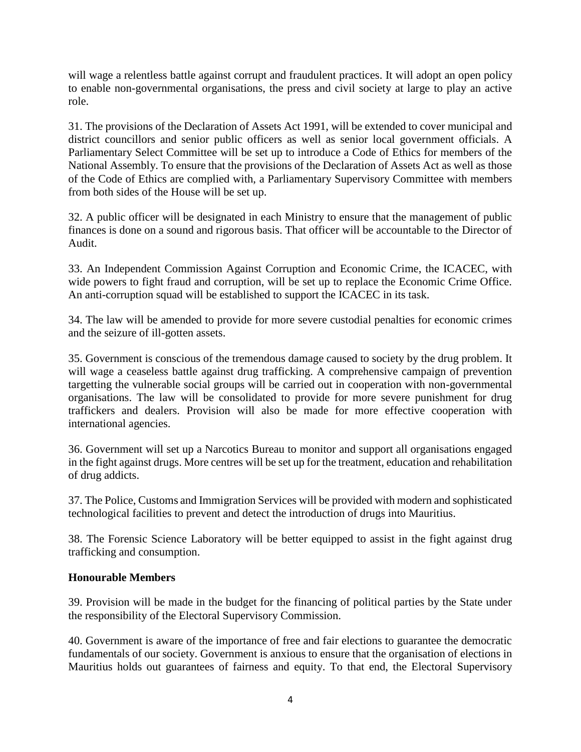will wage a relentless battle against corrupt and fraudulent practices. It will adopt an open policy to enable non-governmental organisations, the press and civil society at large to play an active role.

31. The provisions of the Declaration of Assets Act 1991, will be extended to cover municipal and district councillors and senior public officers as well as senior local government officials. A Parliamentary Select Committee will be set up to introduce a Code of Ethics for members of the National Assembly. To ensure that the provisions of the Declaration of Assets Act as well as those of the Code of Ethics are complied with, a Parliamentary Supervisory Committee with members from both sides of the House will be set up.

32. A public officer will be designated in each Ministry to ensure that the management of public finances is done on a sound and rigorous basis. That officer will be accountable to the Director of Audit.

33. An Independent Commission Against Corruption and Economic Crime, the ICACEC, with wide powers to fight fraud and corruption, will be set up to replace the Economic Crime Office. An anti-corruption squad will be established to support the ICACEC in its task.

34. The law will be amended to provide for more severe custodial penalties for economic crimes and the seizure of ill-gotten assets.

35. Government is conscious of the tremendous damage caused to society by the drug problem. It will wage a ceaseless battle against drug trafficking. A comprehensive campaign of prevention targetting the vulnerable social groups will be carried out in cooperation with non-governmental organisations. The law will be consolidated to provide for more severe punishment for drug traffickers and dealers. Provision will also be made for more effective cooperation with international agencies.

36. Government will set up a Narcotics Bureau to monitor and support all organisations engaged in the fight against drugs. More centres will be set up for the treatment, education and rehabilitation of drug addicts.

37. The Police, Customs and Immigration Services will be provided with modern and sophisticated technological facilities to prevent and detect the introduction of drugs into Mauritius.

38. The Forensic Science Laboratory will be better equipped to assist in the fight against drug trafficking and consumption.

**Honourable Members**

39. Provision will be made in the budget for the financing of political parties by the State under the responsibility of the Electoral Supervisory Commission.

40. Government is aware of the importance of free and fair elections to guarantee the democratic fundamentals of our society. Government is anxious to ensure that the organisation of elections in Mauritius holds out guarantees of fairness and equity. To that end, the Electoral Supervisory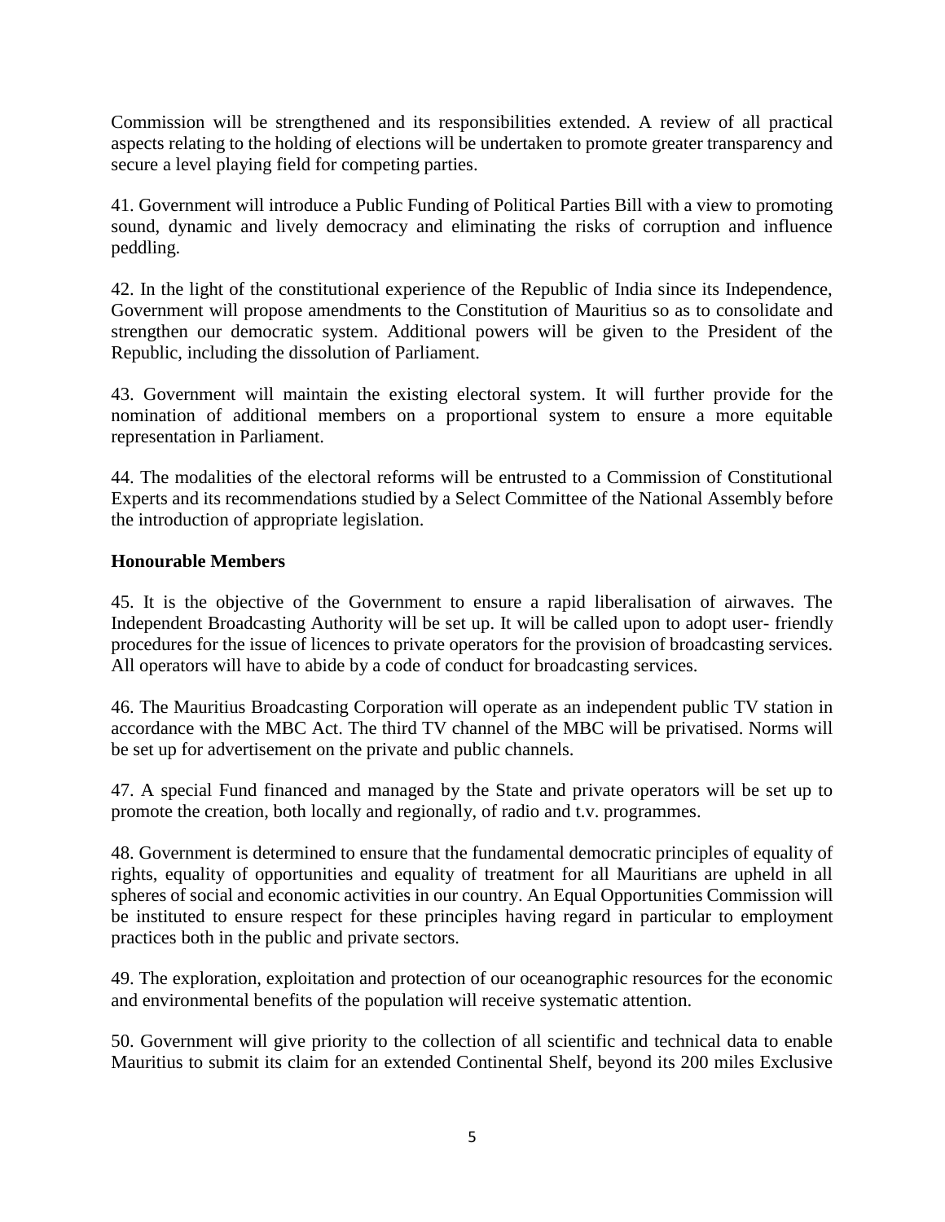Commission will be strengthened and its responsibilities extended. A review of all practical aspects relating to the holding of elections will be undertaken to promote greater transparency and secure a level playing field for competing parties.

41. Government will introduce a Public Funding of Political Parties Bill with a view to promoting sound, dynamic and lively democracy and eliminating the risks of corruption and influence peddling.

42. In the light of the constitutional experience of the Republic of India since its Independence, Government will propose amendments to the Constitution of Mauritius so as to consolidate and strengthen our democratic system. Additional powers will be given to the President of the Republic, including the dissolution of Parliament.

43. Government will maintain the existing electoral system. It will further provide for the nomination of additional members on a proportional system to ensure a more equitable representation in Parliament.

44. The modalities of the electoral reforms will be entrusted to a Commission of Constitutional Experts and its recommendations studied by a Select Committee of the National Assembly before the introduction of appropriate legislation.

**Honourable Members**

45. It is the objective of the Government to ensure a rapid liberalisation of airwaves. The Independent Broadcasting Authority will be set up. It will be called upon to adopt user- friendly procedures for the issue of licences to private operators for the provision of broadcasting services. All operators will have to abide by a code of conduct for broadcasting services.

46. The Mauritius Broadcasting Corporation will operate as an independent public TV station in accordance with the MBC Act. The third TV channel of the MBC will be privatised. Norms will be set up for advertisement on the private and public channels.

47. A special Fund financed and managed by the State and private operators will be set up to promote the creation, both locally and regionally, of radio and t.v. programmes.

48. Government is determined to ensure that the fundamental democratic principles of equality of rights, equality of opportunities and equality of treatment for all Mauritians are upheld in all spheres of social and economic activities in our country. An Equal Opportunities Commission will be instituted to ensure respect for these principles having regard in particular to employment practices both in the public and private sectors.

49. The exploration, exploitation and protection of our oceanographic resources for the economic and environmental benefits of the population will receive systematic attention.

50. Government will give priority to the collection of all scientific and technical data to enable Mauritius to submit its claim for an extended Continental Shelf, beyond its 200 miles Exclusive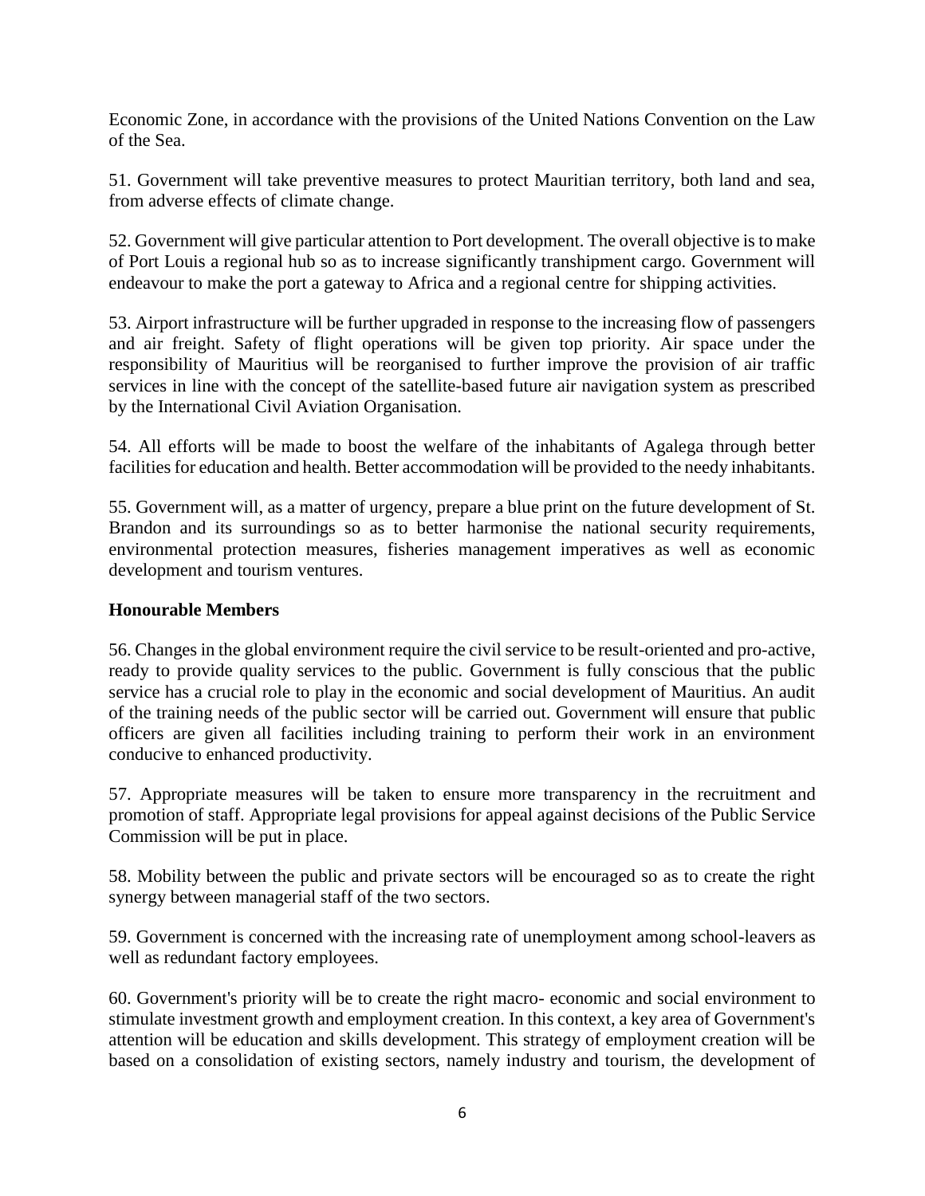Economic Zone, in accordance with the provisions of the United Nations Convention on the Law of the Sea.

51. Government will take preventive measures to protect Mauritian territory, both land and sea, from adverse effects of climate change.

52. Government will give particular attention to Port development. The overall objective is to make of Port Louis a regional hub so as to increase significantly transhipment cargo. Government will endeavour to make the port a gateway to Africa and a regional centre for shipping activities.

53. Airport infrastructure will be further upgraded in response to the increasing flow of passengers and air freight. Safety of flight operations will be given top priority. Air space under the responsibility of Mauritius will be reorganised to further improve the provision of air traffic services in line with the concept of the satellite-based future air navigation system as prescribed by the International Civil Aviation Organisation.

54. All efforts will be made to boost the welfare of the inhabitants of Agalega through better facilities for education and health. Better accommodation will be provided to the needy inhabitants.

55. Government will, as a matter of urgency, prepare a blue print on the future development of St. Brandon and its surroundings so as to better harmonise the national security requirements, environmental protection measures, fisheries management imperatives as well as economic development and tourism ventures.

**Honourable Members**

56. Changes in the global environment require the civil service to be result-oriented and pro-active, ready to provide quality services to the public. Government is fully conscious that the public service has a crucial role to play in the economic and social development of Mauritius. An audit of the training needs of the public sector will be carried out. Government will ensure that public officers are given all facilities including training to perform their work in an environment conducive to enhanced productivity.

57. Appropriate measures will be taken to ensure more transparency in the recruitment and promotion of staff. Appropriate legal provisions for appeal against decisions of the Public Service Commission will be put in place.

58. Mobility between the public and private sectors will be encouraged so as to create the right synergy between managerial staff of the two sectors.

59. Government is concerned with the increasing rate of unemployment among school-leavers as well as redundant factory employees.

60. Government's priority will be to create the right macro- economic and social environment to stimulate investment growth and employment creation. In this context, a key area of Government's attention will be education and skills development. This strategy of employment creation will be based on a consolidation of existing sectors, namely industry and tourism, the development of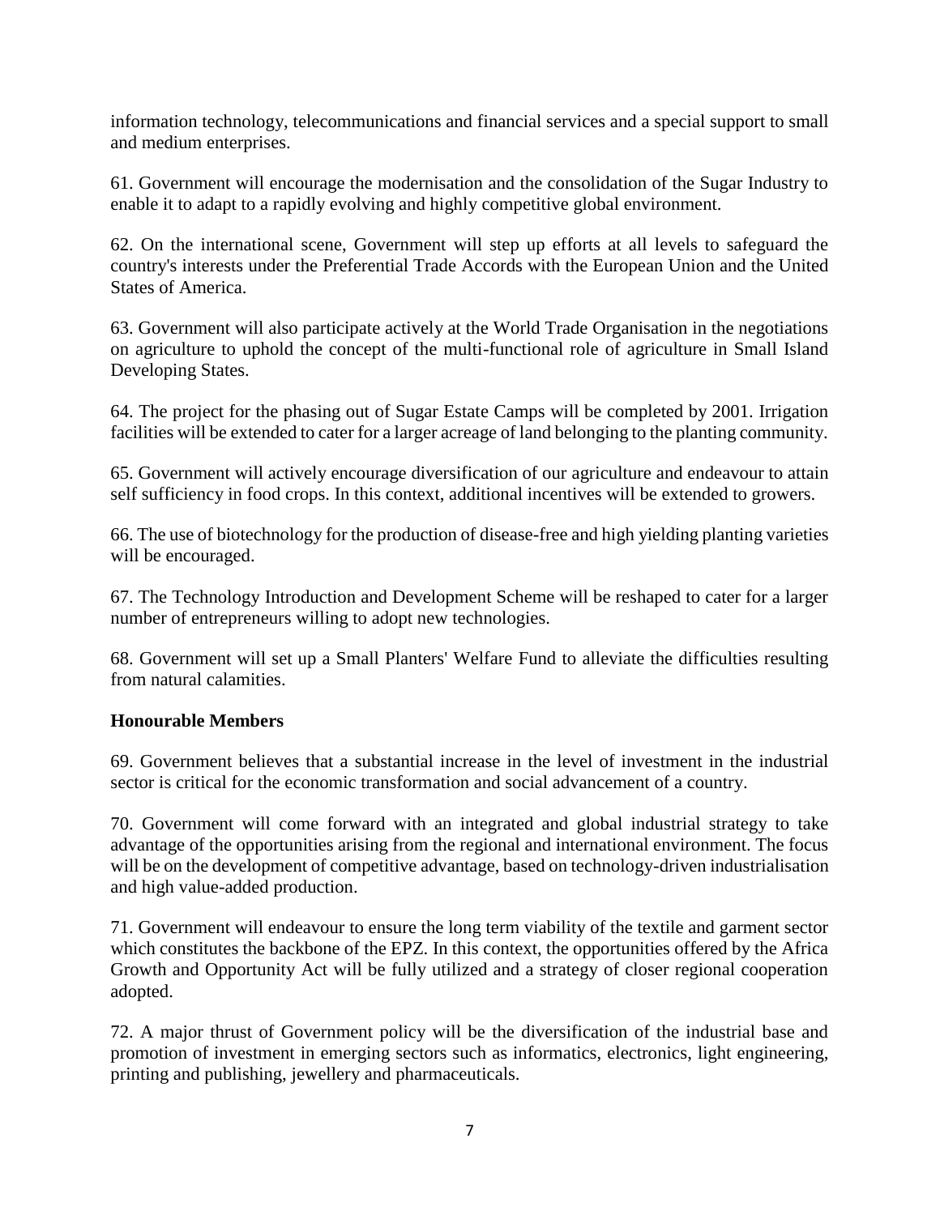information technology, telecommunications and financial services and a special support to small and medium enterprises.

61. Government will encourage the modernisation and the consolidation of the Sugar Industry to enable it to adapt to a rapidly evolving and highly competitive global environment.

62. On the international scene, Government will step up efforts at all levels to safeguard the country's interests under the Preferential Trade Accords with the European Union and the United States of America.

63. Government will also participate actively at the World Trade Organisation in the negotiations on agriculture to uphold the concept of the multi-functional role of agriculture in Small Island Developing States.

64. The project for the phasing out of Sugar Estate Camps will be completed by 2001. Irrigation facilities will be extended to cater for a larger acreage of land belonging to the planting community.

65. Government will actively encourage diversification of our agriculture and endeavour to attain self sufficiency in food crops. In this context, additional incentives will be extended to growers.

66. The use of biotechnology for the production of disease-free and high yielding planting varieties will be encouraged.

67. The Technology Introduction and Development Scheme will be reshaped to cater for a larger number of entrepreneurs willing to adopt new technologies.

68. Government will set up a Small Planters' Welfare Fund to alleviate the difficulties resulting from natural calamities.

**Honourable Members**

69. Government believes that a substantial increase in the level of investment in the industrial sector is critical for the economic transformation and social advancement of a country.

70. Government will come forward with an integrated and global industrial strategy to take advantage of the opportunities arising from the regional and international environment. The focus will be on the development of competitive advantage, based on technology-driven industrialisation and high value-added production.

71. Government will endeavour to ensure the long term viability of the textile and garment sector which constitutes the backbone of the EPZ. In this context, the opportunities offered by the Africa Growth and Opportunity Act will be fully utilized and a strategy of closer regional cooperation adopted.

72. A major thrust of Government policy will be the diversification of the industrial base and promotion of investment in emerging sectors such as informatics, electronics, light engineering, printing and publishing, jewellery and pharmaceuticals.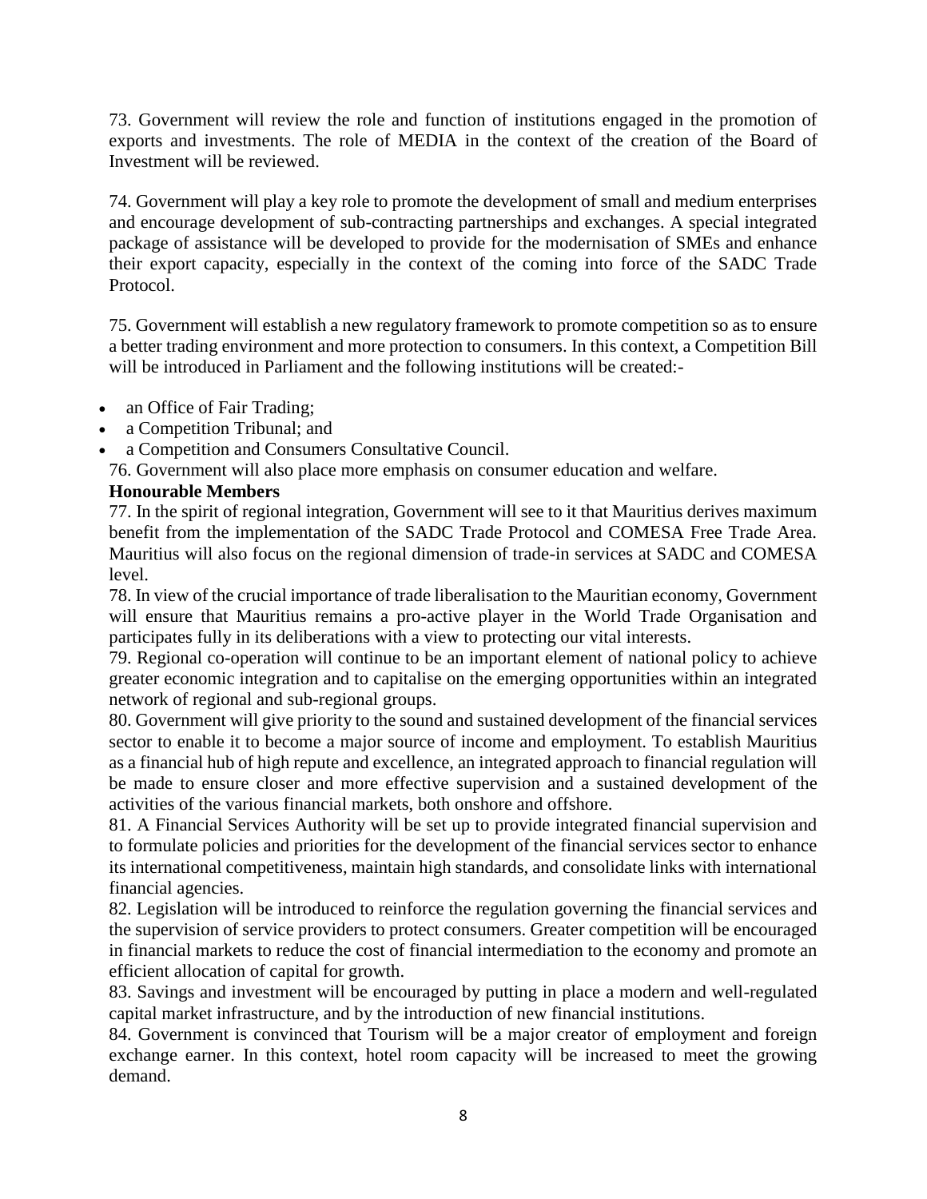73. Government will review the role and function of institutions engaged in the promotion of exports and investments. The role of MEDIA in the context of the creation of the Board of Investment will be reviewed.

74. Government will play a key role to promote the development of small and medium enterprises and encourage development of sub-contracting partnerships and exchanges. A special integrated package of assistance will be developed to provide for the modernisation of SMEs and enhance their export capacity, especially in the context of the coming into force of the SADC Trade Protocol.

75. Government will establish a new regulatory framework to promote competition so as to ensure a better trading environment and more protection to consumers. In this context, a Competition Bill will be introduced in Parliament and the following institutions will be created:-

- an Office of Fair Trading;
- a Competition Tribunal; and
- a Competition and Consumers Consultative Council.

76. Government will also place more emphasis on consumer education and welfare.

**Honourable Members**

77. In the spirit of regional integration, Government will see to it that Mauritius derives maximum benefit from the implementation of the SADC Trade Protocol and COMESA Free Trade Area. Mauritius will also focus on the regional dimension of trade-in services at SADC and COMESA level.

78. In view of the crucial importance of trade liberalisation to the Mauritian economy, Government will ensure that Mauritius remains a pro-active player in the World Trade Organisation and participates fully in its deliberations with a view to protecting our vital interests.

79. Regional co-operation will continue to be an important element of national policy to achieve greater economic integration and to capitalise on the emerging opportunities within an integrated network of regional and sub-regional groups.

80. Government will give priority to the sound and sustained development of the financial services sector to enable it to become a major source of income and employment. To establish Mauritius as a financial hub of high repute and excellence, an integrated approach to financial regulation will be made to ensure closer and more effective supervision and a sustained development of the activities of the various financial markets, both onshore and offshore.

81. A Financial Services Authority will be set up to provide integrated financial supervision and to formulate policies and priorities for the development of the financial services sector to enhance its international competitiveness, maintain high standards, and consolidate links with international financial agencies.

82. Legislation will be introduced to reinforce the regulation governing the financial services and the supervision of service providers to protect consumers. Greater competition will be encouraged in financial markets to reduce the cost of financial intermediation to the economy and promote an efficient allocation of capital for growth.

83. Savings and investment will be encouraged by putting in place a modern and well-regulated capital market infrastructure, and by the introduction of new financial institutions.

84. Government is convinced that Tourism will be a major creator of employment and foreign exchange earner. In this context, hotel room capacity will be increased to meet the growing demand.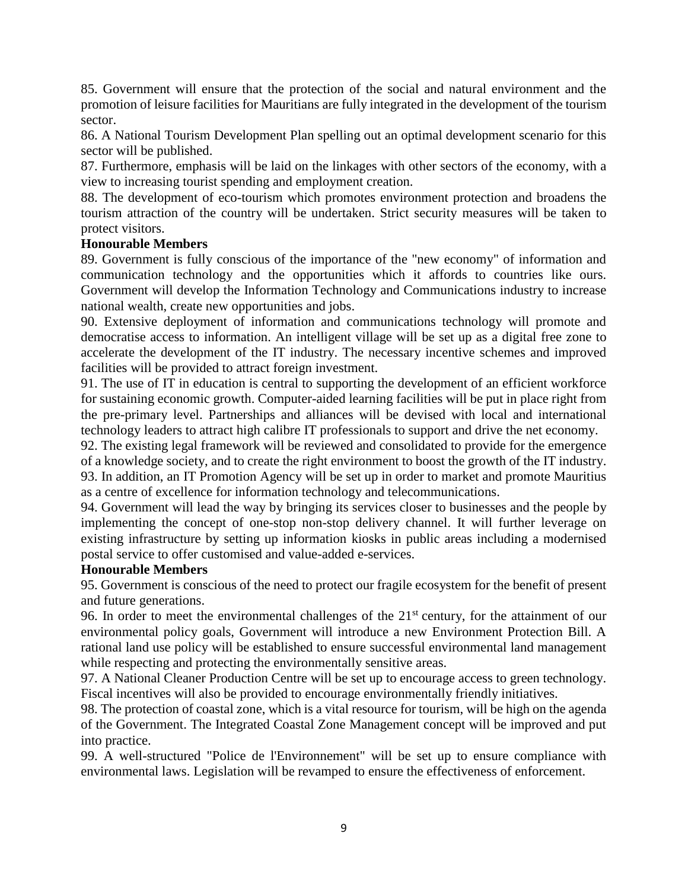85. Government will ensure that the protection of the social and natural environment and the promotion of leisure facilities for Mauritians are fully integrated in the development of the tourism sector.

86. A National Tourism Development Plan spelling out an optimal development scenario for this sector will be published.

87. Furthermore, emphasis will be laid on the linkages with other sectors of the economy, with a view to increasing tourist spending and employment creation.

88. The development of eco-tourism which promotes environment protection and broadens the tourism attraction of the country will be undertaken. Strict security measures will be taken to protect visitors.

**Honourable Members**

89. Government is fully conscious of the importance of the "new economy" of information and communication technology and the opportunities which it affords to countries like ours. Government will develop the Information Technology and Communications industry to increase national wealth, create new opportunities and jobs.

90. Extensive deployment of information and communications technology will promote and democratise access to information. An intelligent village will be set up as a digital free zone to accelerate the development of the IT industry. The necessary incentive schemes and improved facilities will be provided to attract foreign investment.

91. The use of IT in education is central to supporting the development of an efficient workforce for sustaining economic growth. Computer-aided learning facilities will be put in place right from the pre-primary level. Partnerships and alliances will be devised with local and international technology leaders to attract high calibre IT professionals to support and drive the net economy.

92. The existing legal framework will be reviewed and consolidated to provide for the emergence of a knowledge society, and to create the right environment to boost the growth of the IT industry.

93. In addition, an IT Promotion Agency will be set up in order to market and promote Mauritius as a centre of excellence for information technology and telecommunications.

94. Government will lead the way by bringing its services closer to businesses and the people by implementing the concept of one-stop non-stop delivery channel. It will further leverage on existing infrastructure by setting up information kiosks in public areas including a modernised postal service to offer customised and value-added e-services.

**Honourable Members**

95. Government is conscious of the need to protect our fragile ecosystem for the benefit of present and future generations.

96. In order to meet the environmental challenges of the 21st century, for the attainment of our environmental policy goals, Government will introduce a new Environment Protection Bill. A rational land use policy will be established to ensure successful environmental land management while respecting and protecting the environmentally sensitive areas.

97. A National Cleaner Production Centre will be set up to encourage access to green technology. Fiscal incentives will also be provided to encourage environmentally friendly initiatives.

98. The protection of coastal zone, which is a vital resource for tourism, will be high on the agenda of the Government. The Integrated Coastal Zone Management concept will be improved and put into practice.

99. A well-structured "Police de l'Environnement" will be set up to ensure compliance with environmental laws. Legislation will be revamped to ensure the effectiveness of enforcement.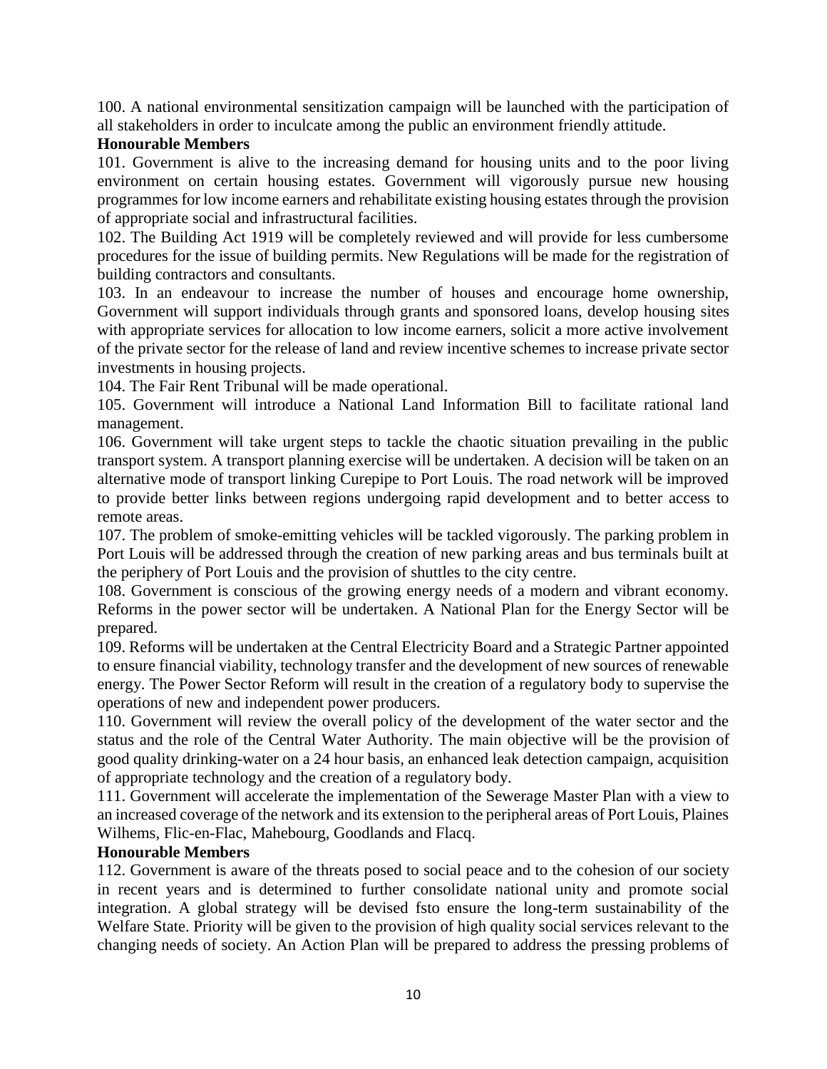100. A national environmental sensitization campaign will be launched with the participation of all stakeholders in order to inculcate among the public an environment friendly attitude.

**Honourable Members**

101. Government is alive to the increasing demand for housing units and to the poor living environment on certain housing estates. Government will vigorously pursue new housing programmes for low income earners and rehabilitate existing housing estates through the provision of appropriate social and infrastructural facilities.

102. The Building Act 1919 will be completely reviewed and will provide for less cumbersome procedures for the issue of building permits. New Regulations will be made for the registration of building contractors and consultants.

103. In an endeavour to increase the number of houses and encourage home ownership, Government will support individuals through grants and sponsored loans, develop housing sites with appropriate services for allocation to low income earners, solicit a more active involvement of the private sector for the release of land and review incentive schemes to increase private sector investments in housing projects.

104. The Fair Rent Tribunal will be made operational.

105. Government will introduce a National Land Information Bill to facilitate rational land management.

106. Government will take urgent steps to tackle the chaotic situation prevailing in the public transport system. A transport planning exercise will be undertaken. A decision will be taken on an alternative mode of transport linking Curepipe to Port Louis. The road network will be improved to provide better links between regions undergoing rapid development and to better access to remote areas.

107. The problem of smoke-emitting vehicles will be tackled vigorously. The parking problem in Port Louis will be addressed through the creation of new parking areas and bus terminals built at the periphery of Port Louis and the provision of shuttles to the city centre.

108. Government is conscious of the growing energy needs of a modern and vibrant economy. Reforms in the power sector will be undertaken. A National Plan for the Energy Sector will be prepared.

109. Reforms will be undertaken at the Central Electricity Board and a Strategic Partner appointed to ensure financial viability, technology transfer and the development of new sources of renewable energy. The Power Sector Reform will result in the creation of a regulatory body to supervise the operations of new and independent power producers.

110. Government will review the overall policy of the development of the water sector and the status and the role of the Central Water Authority. The main objective will be the provision of good quality drinking-water on a 24 hour basis, an enhanced leak detection campaign, acquisition of appropriate technology and the creation of a regulatory body.

111. Government will accelerate the implementation of the Sewerage Master Plan with a view to an increased coverage of the network and its extension to the peripheral areas of Port Louis, Plaines Wilhems, Flic-en-Flac, Mahebourg, Goodlands and Flacq.

**Honourable Members**

112. Government is aware of the threats posed to social peace and to the cohesion of our society in recent years and is determined to further consolidate national unity and promote social integration. A global strategy will be devised fsto ensure the long-term sustainability of the Welfare State. Priority will be given to the provision of high quality social services relevant to the changing needs of society. An Action Plan will be prepared to address the pressing problems of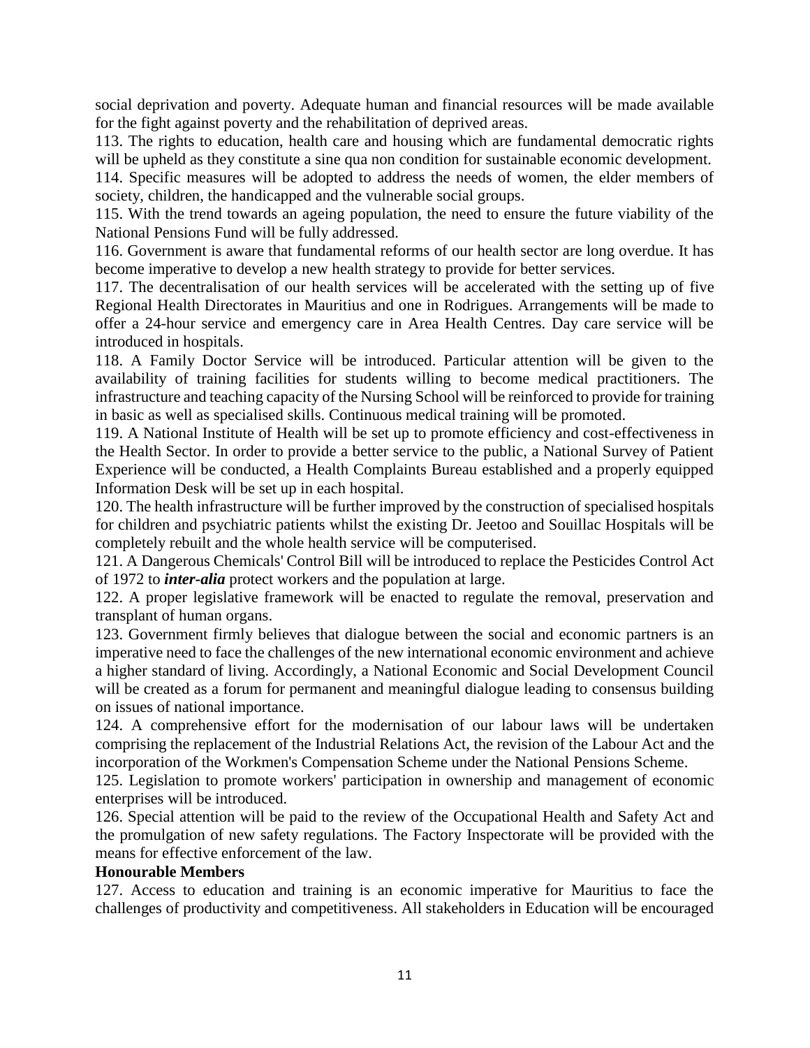social deprivation and poverty. Adequate human and financial resources will be made available for the fight against poverty and the rehabilitation of deprived areas.

113. The rights to education, health care and housing which are fundamental democratic rights will be upheld as they constitute a sine qua non condition for sustainable economic development.

114. Specific measures will be adopted to address the needs of women, the elder members of society, children, the handicapped and the vulnerable social groups.

115. With the trend towards an ageing population, the need to ensure the future viability of the National Pensions Fund will be fully addressed.

116. Government is aware that fundamental reforms of our health sector are long overdue. It has become imperative to develop a new health strategy to provide for better services.

117. The decentralisation of our health services will be accelerated with the setting up of five Regional Health Directorates in Mauritius and one in Rodrigues. Arrangements will be made to offer a 24-hour service and emergency care in Area Health Centres. Day care service will be introduced in hospitals.

118. A Family Doctor Service will be introduced. Particular attention will be given to the availability of training facilities for students willing to become medical practitioners. The infrastructure and teaching capacity of the Nursing School will be reinforced to provide for training in basic as well as specialised skills. Continuous medical training will be promoted.

119. A National Institute of Health will be set up to promote efficiency and cost-effectiveness in the Health Sector. In order to provide a better service to the public, a National Survey of Patient Experience will be conducted, a Health Complaints Bureau established and a properly equipped Information Desk will be set up in each hospital.

120. The health infrastructure will be further improved by the construction of specialised hospitals for children and psychiatric patients whilst the existing Dr. Jeetoo and Souillac Hospitals will be completely rebuilt and the whole health service will be computerised.

121. A Dangerous Chemicals' Control Bill will be introduced to replace the Pesticides Control Act of 1972 to ***inter-alia*** protect workers and the population at large.

122. A proper legislative framework will be enacted to regulate the removal, preservation and transplant of human organs.

123. Government firmly believes that dialogue between the social and economic partners is an imperative need to face the challenges of the new international economic environment and achieve a higher standard of living. Accordingly, a National Economic and Social Development Council will be created as a forum for permanent and meaningful dialogue leading to consensus building on issues of national importance.

124. A comprehensive effort for the modernisation of our labour laws will be undertaken comprising the replacement of the Industrial Relations Act, the revision of the Labour Act and the incorporation of the Workmen's Compensation Scheme under the National Pensions Scheme.

125. Legislation to promote workers' participation in ownership and management of economic enterprises will be introduced.

126. Special attention will be paid to the review of the Occupational Health and Safety Act and the promulgation of new safety regulations. The Factory Inspectorate will be provided with the means for effective enforcement of the law.

**Honourable Members**

127. Access to education and training is an economic imperative for Mauritius to face the challenges of productivity and competitiveness. All stakeholders in Education will be encouraged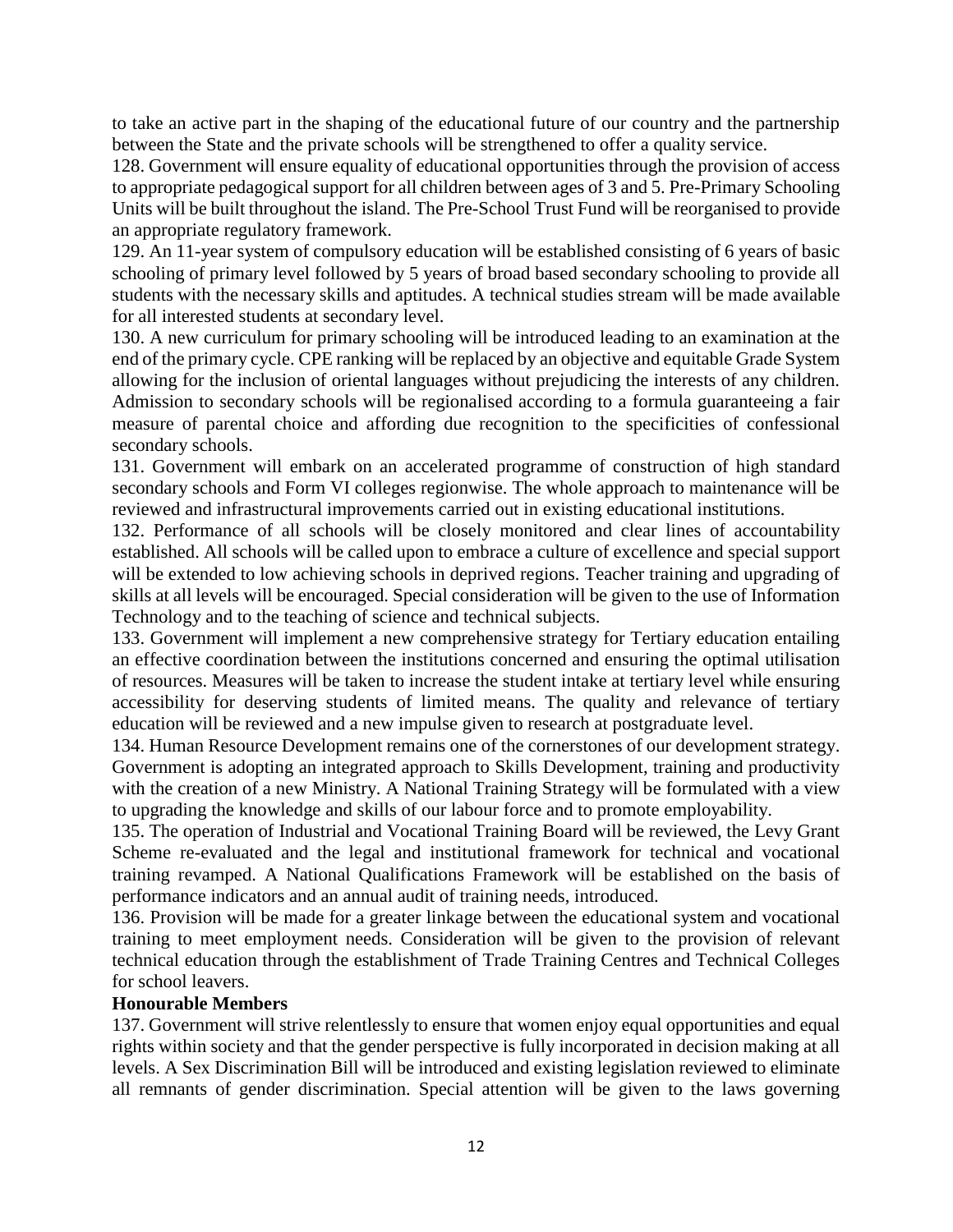to take an active part in the shaping of the educational future of our country and the partnership between the State and the private schools will be strengthened to offer a quality service.

128. Government will ensure equality of educational opportunities through the provision of access to appropriate pedagogical support for all children between ages of 3 and 5. Pre-Primary Schooling Units will be built throughout the island. The Pre-School Trust Fund will be reorganised to provide an appropriate regulatory framework.

129. An 11-year system of compulsory education will be established consisting of 6 years of basic schooling of primary level followed by 5 years of broad based secondary schooling to provide all students with the necessary skills and aptitudes. A technical studies stream will be made available for all interested students at secondary level.

130. A new curriculum for primary schooling will be introduced leading to an examination at the end of the primary cycle. CPE ranking will be replaced by an objective and equitable Grade System allowing for the inclusion of oriental languages without prejudicing the interests of any children. Admission to secondary schools will be regionalised according to a formula guaranteeing a fair measure of parental choice and affording due recognition to the specificities of confessional secondary schools.

131. Government will embark on an accelerated programme of construction of high standard secondary schools and Form VI colleges regionwise. The whole approach to maintenance will be reviewed and infrastructural improvements carried out in existing educational institutions.

132. Performance of all schools will be closely monitored and clear lines of accountability established. All schools will be called upon to embrace a culture of excellence and special support will be extended to low achieving schools in deprived regions. Teacher training and upgrading of skills at all levels will be encouraged. Special consideration will be given to the use of Information Technology and to the teaching of science and technical subjects.

133. Government will implement a new comprehensive strategy for Tertiary education entailing an effective coordination between the institutions concerned and ensuring the optimal utilisation of resources. Measures will be taken to increase the student intake at tertiary level while ensuring accessibility for deserving students of limited means. The quality and relevance of tertiary education will be reviewed and a new impulse given to research at postgraduate level.

134. Human Resource Development remains one of the cornerstones of our development strategy. Government is adopting an integrated approach to Skills Development, training and productivity with the creation of a new Ministry. A National Training Strategy will be formulated with a view to upgrading the knowledge and skills of our labour force and to promote employability.

135. The operation of Industrial and Vocational Training Board will be reviewed, the Levy Grant Scheme re-evaluated and the legal and institutional framework for technical and vocational training revamped. A National Qualifications Framework will be established on the basis of performance indicators and an annual audit of training needs, introduced.

136. Provision will be made for a greater linkage between the educational system and vocational training to meet employment needs. Consideration will be given to the provision of relevant technical education through the establishment of Trade Training Centres and Technical Colleges for school leavers.

**Honourable Members**

137. Government will strive relentlessly to ensure that women enjoy equal opportunities and equal rights within society and that the gender perspective is fully incorporated in decision making at all levels. A Sex Discrimination Bill will be introduced and existing legislation reviewed to eliminate all remnants of gender discrimination. Special attention will be given to the laws governing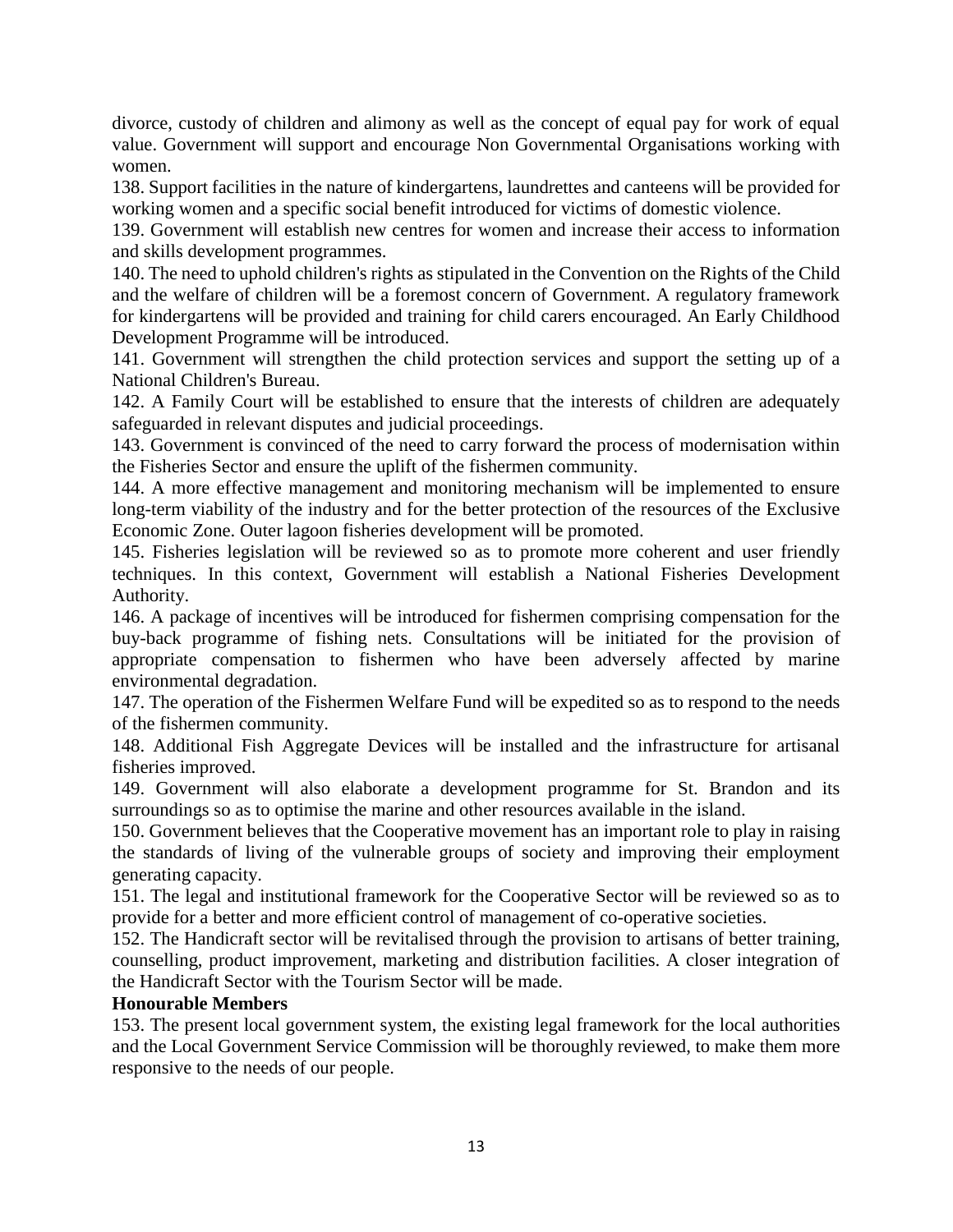divorce, custody of children and alimony as well as the concept of equal pay for work of equal value. Government will support and encourage Non Governmental Organisations working with women.

138. Support facilities in the nature of kindergartens, laundrettes and canteens will be provided for working women and a specific social benefit introduced for victims of domestic violence.

139. Government will establish new centres for women and increase their access to information and skills development programmes.

140. The need to uphold children's rights as stipulated in the Convention on the Rights of the Child and the welfare of children will be a foremost concern of Government. A regulatory framework for kindergartens will be provided and training for child carers encouraged. An Early Childhood Development Programme will be introduced.

141. Government will strengthen the child protection services and support the setting up of a National Children's Bureau.

142. A Family Court will be established to ensure that the interests of children are adequately safeguarded in relevant disputes and judicial proceedings.

143. Government is convinced of the need to carry forward the process of modernisation within the Fisheries Sector and ensure the uplift of the fishermen community.

144. A more effective management and monitoring mechanism will be implemented to ensure long-term viability of the industry and for the better protection of the resources of the Exclusive Economic Zone. Outer lagoon fisheries development will be promoted.

145. Fisheries legislation will be reviewed so as to promote more coherent and user friendly techniques. In this context, Government will establish a National Fisheries Development Authority.

146. A package of incentives will be introduced for fishermen comprising compensation for the buy-back programme of fishing nets. Consultations will be initiated for the provision of appropriate compensation to fishermen who have been adversely affected by marine environmental degradation.

147. The operation of the Fishermen Welfare Fund will be expedited so as to respond to the needs of the fishermen community.

148. Additional Fish Aggregate Devices will be installed and the infrastructure for artisanal fisheries improved.

149. Government will also elaborate a development programme for St. Brandon and its surroundings so as to optimise the marine and other resources available in the island.

150. Government believes that the Cooperative movement has an important role to play in raising the standards of living of the vulnerable groups of society and improving their employment generating capacity.

151. The legal and institutional framework for the Cooperative Sector will be reviewed so as to provide for a better and more efficient control of management of co-operative societies.

152. The Handicraft sector will be revitalised through the provision to artisans of better training, counselling, product improvement, marketing and distribution facilities. A closer integration of the Handicraft Sector with the Tourism Sector will be made.

**Honourable Members**

153. The present local government system, the existing legal framework for the local authorities and the Local Government Service Commission will be thoroughly reviewed, to make them more responsive to the needs of our people.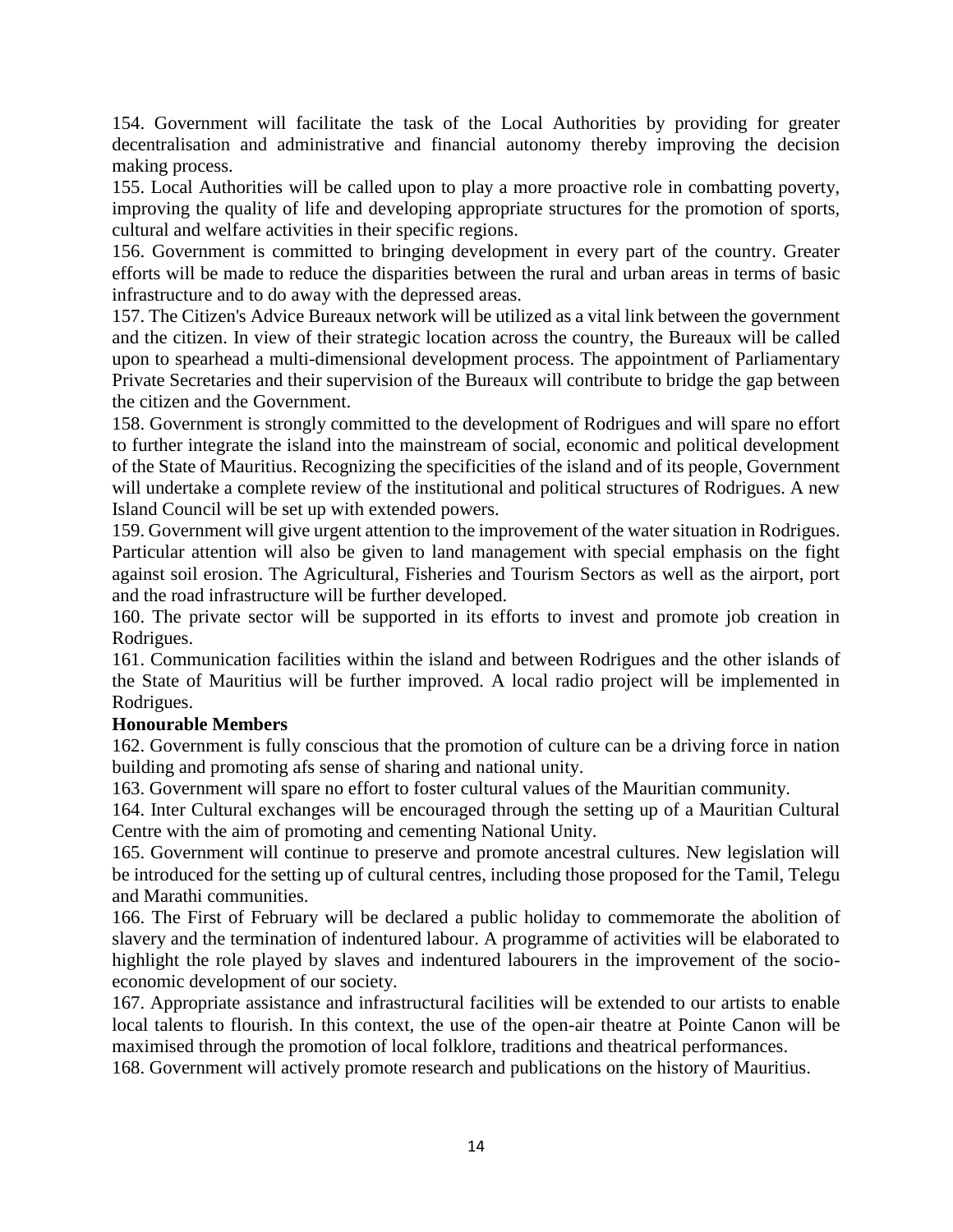154. Government will facilitate the task of the Local Authorities by providing for greater decentralisation and administrative and financial autonomy thereby improving the decision making process.

155. Local Authorities will be called upon to play a more proactive role in combatting poverty, improving the quality of life and developing appropriate structures for the promotion of sports, cultural and welfare activities in their specific regions.

156. Government is committed to bringing development in every part of the country. Greater efforts will be made to reduce the disparities between the rural and urban areas in terms of basic infrastructure and to do away with the depressed areas.

157. The Citizen's Advice Bureaux network will be utilized as a vital link between the government and the citizen. In view of their strategic location across the country, the Bureaux will be called upon to spearhead a multi-dimensional development process. The appointment of Parliamentary Private Secretaries and their supervision of the Bureaux will contribute to bridge the gap between the citizen and the Government.

158. Government is strongly committed to the development of Rodrigues and will spare no effort to further integrate the island into the mainstream of social, economic and political development of the State of Mauritius. Recognizing the specificities of the island and of its people, Government will undertake a complete review of the institutional and political structures of Rodrigues. A new Island Council will be set up with extended powers.

159. Government will give urgent attention to the improvement of the water situation in Rodrigues. Particular attention will also be given to land management with special emphasis on the fight against soil erosion. The Agricultural, Fisheries and Tourism Sectors as well as the airport, port and the road infrastructure will be further developed.

160. The private sector will be supported in its efforts to invest and promote job creation in Rodrigues.

161. Communication facilities within the island and between Rodrigues and the other islands of the State of Mauritius will be further improved. A local radio project will be implemented in Rodrigues.

**Honourable Members**

162. Government is fully conscious that the promotion of culture can be a driving force in nation building and promoting afs sense of sharing and national unity.

163. Government will spare no effort to foster cultural values of the Mauritian community.

164. Inter Cultural exchanges will be encouraged through the setting up of a Mauritian Cultural Centre with the aim of promoting and cementing National Unity.

165. Government will continue to preserve and promote ancestral cultures. New legislation will be introduced for the setting up of cultural centres, including those proposed for the Tamil, Telegu and Marathi communities.

166. The First of February will be declared a public holiday to commemorate the abolition of slavery and the termination of indentured labour. A programme of activities will be elaborated to highlight the role played by slaves and indentured labourers in the improvement of the socio-economic development of our society.

167. Appropriate assistance and infrastructural facilities will be extended to our artists to enable local talents to flourish. In this context, the use of the open-air theatre at Pointe Canon will be maximised through the promotion of local folklore, traditions and theatrical performances.

168. Government will actively promote research and publications on the history of Mauritius.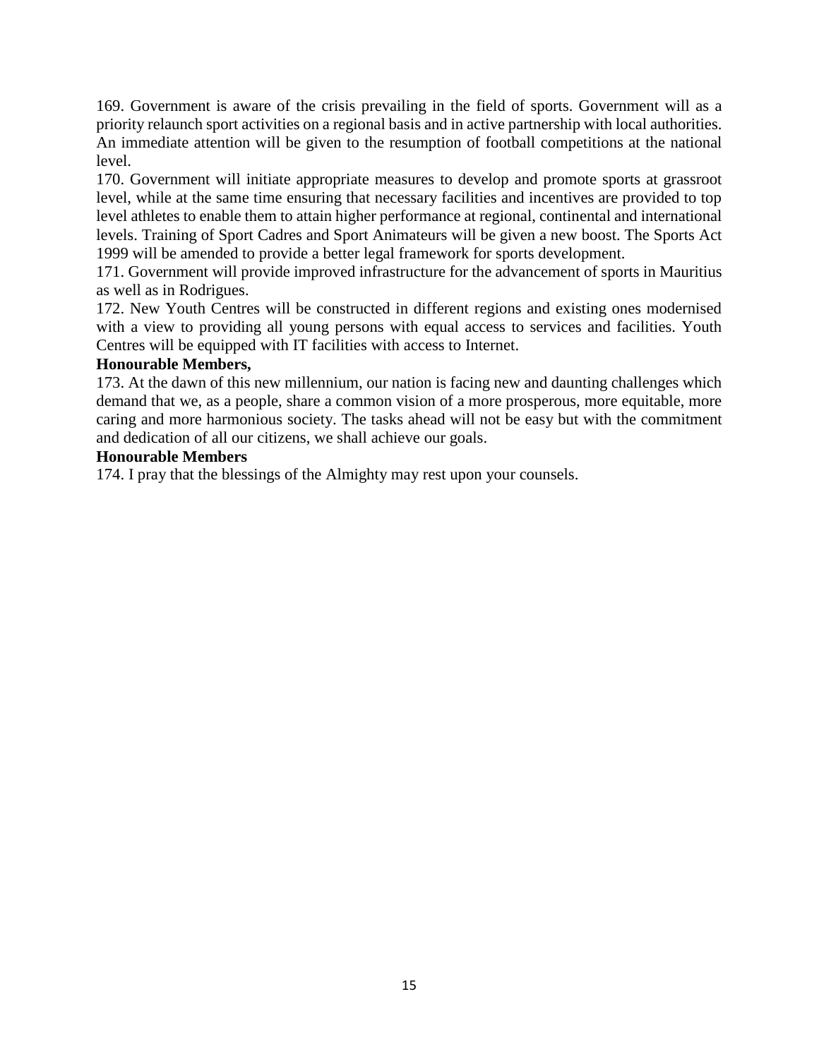169. Government is aware of the crisis prevailing in the field of sports. Government will as a priority relaunch sport activities on a regional basis and in active partnership with local authorities. An immediate attention will be given to the resumption of football competitions at the national level.

170. Government will initiate appropriate measures to develop and promote sports at grassroot level, while at the same time ensuring that necessary facilities and incentives are provided to top level athletes to enable them to attain higher performance at regional, continental and international levels. Training of Sport Cadres and Sport Animateurs will be given a new boost. The Sports Act 1999 will be amended to provide a better legal framework for sports development.

171. Government will provide improved infrastructure for the advancement of sports in Mauritius as well as in Rodrigues.

172. New Youth Centres will be constructed in different regions and existing ones modernised with a view to providing all young persons with equal access to services and facilities. Youth Centres will be equipped with IT facilities with access to Internet.

**Honourable Members,**

173. At the dawn of this new millennium, our nation is facing new and daunting challenges which demand that we, as a people, share a common vision of a more prosperous, more equitable, more caring and more harmonious society. The tasks ahead will not be easy but with the commitment and dedication of all our citizens, we shall achieve our goals.

**Honourable Members**

174. I pray that the blessings of the Almighty may rest upon your counsels.